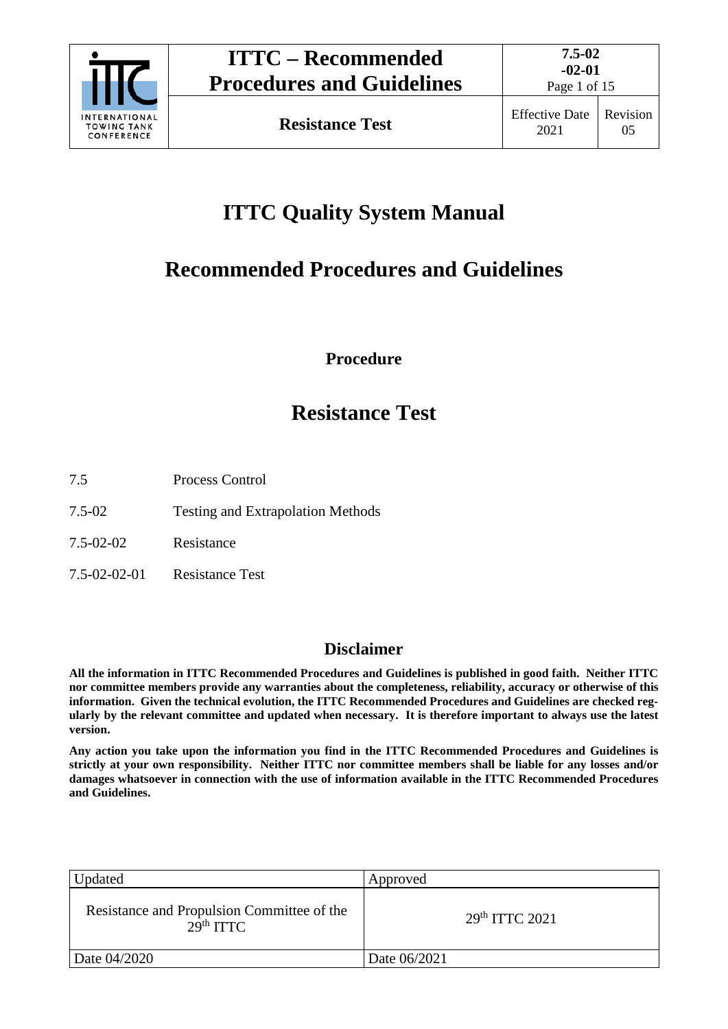# ITTC Quality System Manual

# Recommended Procedures and Guidelines

**Procedure**

# Resistance Test

| | |
|---|---|
| 7.5 | Process Control |
| 7.5-02 | Testing and Extrapolation Methods |
| 7.5-02-02 | Resistance |
| 7.5-02-02-01 | Resistance Test |

## Disclaimer

**All the information in ITTC Recommended Procedures and Guidelines is published in good faith. Neither ITTC nor committee members provide any warranties about the completeness, reliability, accuracy or otherwise of this information. Given the technical evolution, the ITTC Recommended Procedures and Guidelines are checked regularly by the relevant committee and updated when necessary. It is therefore important to always use the latest version.**

**Any action you take upon the information you find in the ITTC Recommended Procedures and Guidelines is strictly at your own responsibility. Neither ITTC nor committee members shall be liable for any losses and/or damages whatsoever in connection with the use of information available in the ITTC Recommended Procedures and Guidelines.**

| Updated | Approved |
|---|---|
| Resistance and Propulsion Committee of the 29th ITTC | 29th ITTC 2021 |
| Date 04/2020 | Date 06/2021 |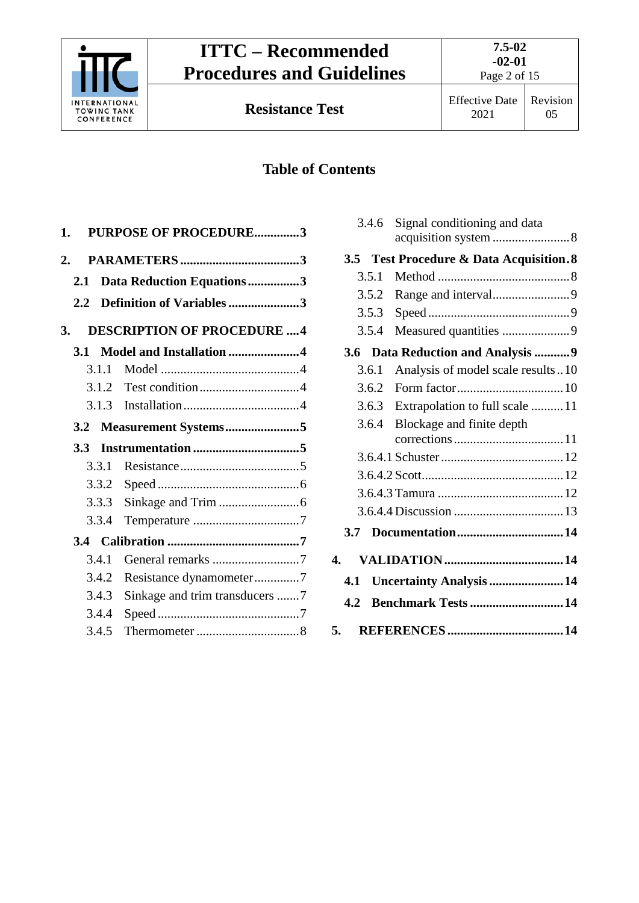## Table of Contents

**1. PURPOSE OF PROCEDURE** .............. **3**

**2. PARAMETERS** .............. **3**

- **2.1 Data Reduction Equations** .............. **3**
- **2.2 Definition of Variables** .............. **3**

**3. DESCRIPTION OF PROCEDURE** .............. **4**

- **3.1 Model and Installation** .............. **4**
  - 3.1.1 Model .............. 4
  - 3.1.2 Test condition .............. 4
  - 3.1.3 Installation .............. 4
- **3.2 Measurement Systems** .............. **5**
- **3.3 Instrumentation** .............. **5**
  - 3.3.1 Resistance .............. 5
  - 3.3.2 Speed .............. 6
  - 3.3.3 Sinkage and Trim .............. 6
  - 3.3.4 Temperature .............. 7
- **3.4 Calibration** .............. **7**
  - 3.4.1 General remarks .............. 7
  - 3.4.2 Resistance dynamometer .............. 7
  - 3.4.3 Sinkage and trim transducers .............. 7
  - 3.4.4 Speed .............. 7
  - 3.4.5 Thermometer .............. 8
  - 3.4.6 Signal conditioning and data acquisition system .............. 8
- **3.5 Test Procedure & Data Acquisition** .............. **8**
  - 3.5.1 Method .............. 8
  - 3.5.2 Range and interval .............. 9
  - 3.5.3 Speed .............. 9
  - 3.5.4 Measured quantities .............. 9
- **3.6 Data Reduction and Analysis** .............. **9**
  - 3.6.1 Analysis of model scale results .............. 10
  - 3.6.2 Form factor .............. 10
  - 3.6.3 Extrapolation to full scale .............. 11
  - 3.6.4 Blockage and finite depth corrections .............. 11
  - 3.6.4.1 Schuster .............. 12
  - 3.6.4.2 Scott .............. 12
  - 3.6.4.3 Tamura .............. 12
  - 3.6.4.4 Discussion .............. 13
- **3.7 Documentation** .............. **14**

**4. VALIDATION** .............. **14**

- **4.1 Uncertainty Analysis** .............. **14**
- **4.2 Benchmark Tests** .............. **14**

**5. REFERENCES** .............. **14**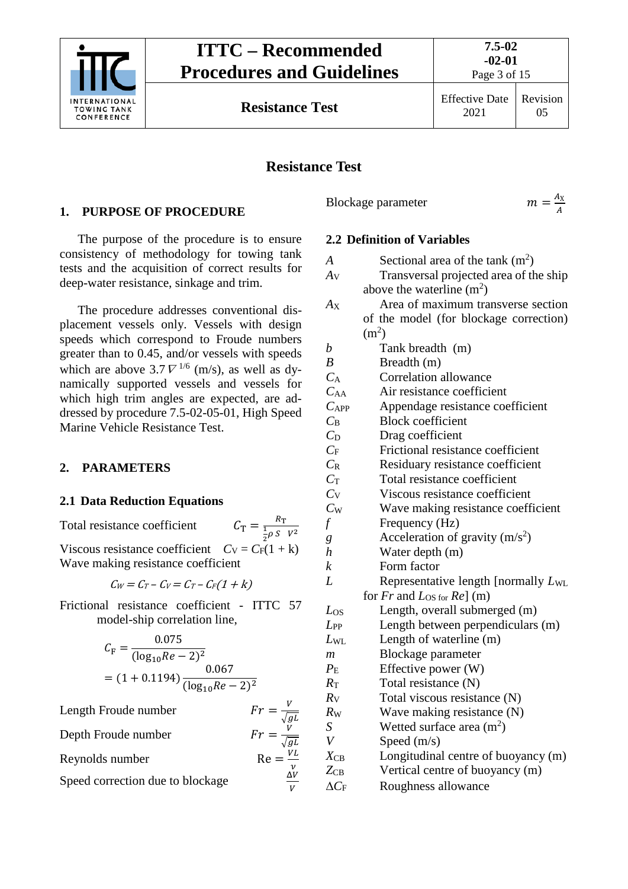# Resistance Test

## 1. PURPOSE OF PROCEDURE

The purpose of the procedure is to ensure consistency of methodology for towing tank tests and the acquisition of correct results for deep-water resistance, sinkage and trim.

The procedure addresses conventional displacement vessels only. Vessels with design speeds which correspond to Froude numbers greater than to 0.45, and/or vessels with speeds which are above $3.7\,\nabla^{1/6}$ (m/s), as well as dynamically supported vessels and vessels for which high trim angles are expected, are addressed by procedure 7.5-02-05-01, High Speed Marine Vehicle Resistance Test.

## 2. PARAMETERS

### 2.1 Data Reduction Equations

Total resistance coefficient $\quad C_\mathrm{T} = \dfrac{R_\mathrm{T}}{\frac{1}{2}\rho S\ \ V^2}$

Viscous resistance coefficient $\quad C_\mathrm{V} = C_\mathrm{F}(1+\mathrm{k})$

Wave making resistance coefficient

$$C_W = C_T - C_V = C_T - C_F(1+k)$$

Frictional resistance coefficient - ITTC 57 model-ship correlation line,

$$C_\mathrm{F} = \frac{0.075}{(\log_{10}Re - 2)^2}$$
$$= (1+0.1194)\frac{0.067}{(\log_{10}Re - 2)^2}$$

Length Froude number $\quad Fr = \dfrac{V}{\sqrt{gL}}$

Depth Froude number $\quad Fr = \dfrac{V}{\sqrt{gL}}$

Reynolds number $\quad \mathrm{Re} = \dfrac{VL}{\nu}$

Speed correction due to blockage $\quad \dfrac{\Delta V}{V}$

Blockage parameter $\quad m = \dfrac{A_\mathrm{X}}{A}$

### 2.2 Definition of Variables

| Symbol | Definition |
|---|---|
| $A$ | Sectional area of the tank (m$^2$) |
| $A_\mathrm{V}$ | Transversal projected area of the ship above the waterline (m$^2$) |
| $A_\mathrm{X}$ | Area of maximum transverse section of the model (for blockage correction) (m$^2$) |
| $b$ | Tank breadth (m) |
| $B$ | Breadth (m) |
| $C_\mathrm{A}$ | Correlation allowance |
| $C_\mathrm{AA}$ | Air resistance coefficient |
| $C_\mathrm{APP}$ | Appendage resistance coefficient |
| $C_\mathrm{B}$ | Block coefficient |
| $C_\mathrm{D}$ | Drag coefficient |
| $C_\mathrm{F}$ | Frictional resistance coefficient |
| $C_\mathrm{R}$ | Residuary resistance coefficient |
| $C_\mathrm{T}$ | Total resistance coefficient |
| $C_\mathrm{V}$ | Viscous resistance coefficient |
| $C_\mathrm{W}$ | Wave making resistance coefficient |
| $f$ | Frequency (Hz) |
| $g$ | Acceleration of gravity (m/s$^2$) |
| $h$ | Water depth (m) |
| $k$ | Form factor |
| $L$ | Representative length [normally $L_\mathrm{WL}$ for $Fr$ and $L_\mathrm{OS}$ for $Re$] (m) |
| $L_\mathrm{OS}$ | Length, overall submerged (m) |
| $L_\mathrm{PP}$ | Length between perpendiculars (m) |
| $L_\mathrm{WL}$ | Length of waterline (m) |
| $m$ | Blockage parameter |
| $P_\mathrm{E}$ | Effective power (W) |
| $R_\mathrm{T}$ | Total resistance (N) |
| $R_\mathrm{V}$ | Total viscous resistance (N) |
| $R_\mathrm{W}$ | Wave making resistance (N) |
| $S$ | Wetted surface area (m$^2$) |
| $V$ | Speed (m/s) |
| $X_\mathrm{CB}$ | Longitudinal centre of buoyancy (m) |
| $Z_\mathrm{CB}$ | Vertical centre of buoyancy (m) |
| $\Delta C_\mathrm{F}$ | Roughness allowance |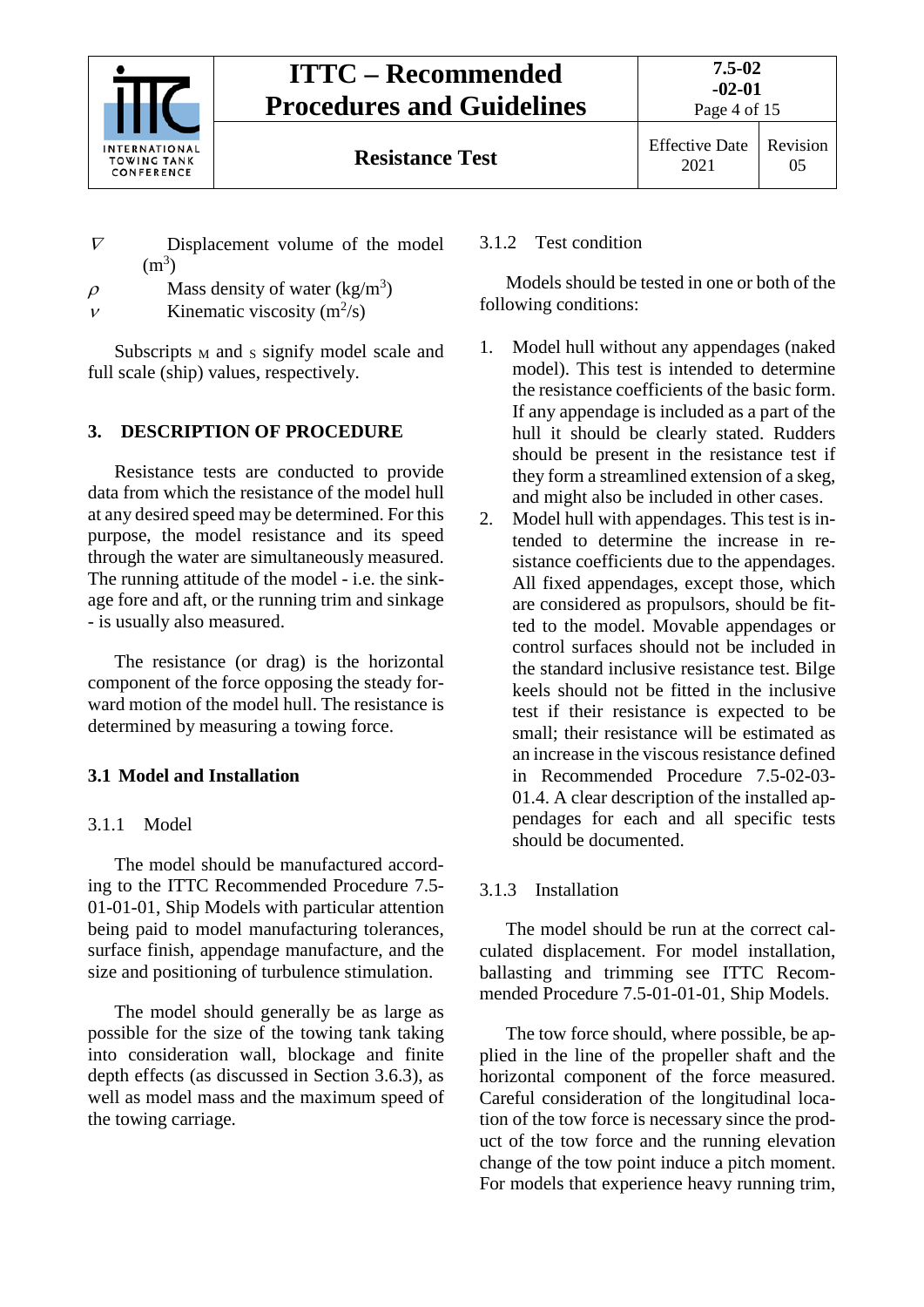| | |
|---|---|
| $\nabla$ | Displacement volume of the model ($m^3$) |
| $\rho$ | Mass density of water ($kg/m^3$) |
| $\nu$ | Kinematic viscosity ($m^2/s$) |

Subscripts $_M$ and $_S$ signify model scale and full scale (ship) values, respectively.

## 3. DESCRIPTION OF PROCEDURE

Resistance tests are conducted to provide data from which the resistance of the model hull at any desired speed may be determined. For this purpose, the model resistance and its speed through the water are simultaneously measured. The running attitude of the model - i.e. the sinkage fore and aft, or the running trim and sinkage - is usually also measured.

The resistance (or drag) is the horizontal component of the force opposing the steady forward motion of the model hull. The resistance is determined by measuring a towing force.

### 3.1 Model and Installation

#### 3.1.1 Model

The model should be manufactured according to the ITTC Recommended Procedure 7.5-01-01-01, Ship Models with particular attention being paid to model manufacturing tolerances, surface finish, appendage manufacture, and the size and positioning of turbulence stimulation.

The model should generally be as large as possible for the size of the towing tank taking into consideration wall, blockage and finite depth effects (as discussed in Section 3.6.3), as well as model mass and the maximum speed of the towing carriage.

#### 3.1.2 Test condition

Models should be tested in one or both of the following conditions:

1. Model hull without any appendages (naked model). This test is intended to determine the resistance coefficients of the basic form. If any appendage is included as a part of the hull it should be clearly stated. Rudders should be present in the resistance test if they form a streamlined extension of a skeg, and might also be included in other cases.
2. Model hull with appendages. This test is intended to determine the increase in resistance coefficients due to the appendages. All fixed appendages, except those, which are considered as propulsors, should be fitted to the model. Movable appendages or control surfaces should not be included in the standard inclusive resistance test. Bilge keels should not be fitted in the inclusive test if their resistance is expected to be small; their resistance will be estimated as an increase in the viscous resistance defined in Recommended Procedure 7.5-02-03-01.4. A clear description of the installed appendages for each and all specific tests should be documented.

#### 3.1.3 Installation

The model should be run at the correct calculated displacement. For model installation, ballasting and trimming see ITTC Recommended Procedure 7.5-01-01-01, Ship Models.

The tow force should, where possible, be applied in the line of the propeller shaft and the horizontal component of the force measured. Careful consideration of the longitudinal location of the tow force is necessary since the product of the tow force and the running elevation change of the tow point induce a pitch moment. For models that experience heavy running trim,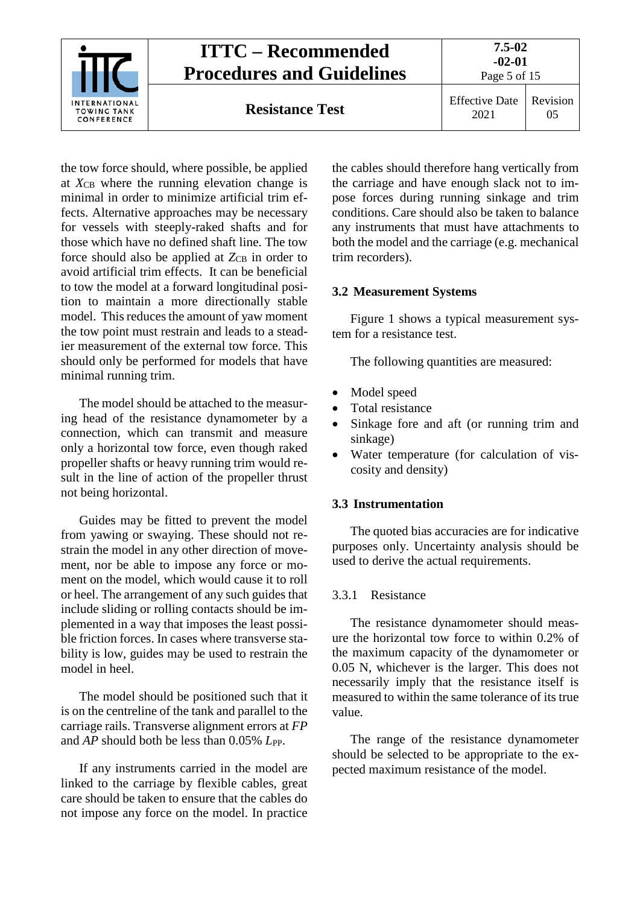the tow force should, where possible, be applied at $X_{CB}$ where the running elevation change is minimal in order to minimize artificial trim effects. Alternative approaches may be necessary for vessels with steeply-raked shafts and for those which have no defined shaft line. The tow force should also be applied at $Z_{CB}$ in order to avoid artificial trim effects. It can be beneficial to tow the model at a forward longitudinal position to maintain a more directionally stable model. This reduces the amount of yaw moment the tow point must restrain and leads to a steadier measurement of the external tow force. This should only be performed for models that have minimal running trim.

The model should be attached to the measuring head of the resistance dynamometer by a connection, which can transmit and measure only a horizontal tow force, even though raked propeller shafts or heavy running trim would result in the line of action of the propeller thrust not being horizontal.

Guides may be fitted to prevent the model from yawing or swaying. These should not restrain the model in any other direction of movement, nor be able to impose any force or moment on the model, which would cause it to roll or heel. The arrangement of any such guides that include sliding or rolling contacts should be implemented in a way that imposes the least possible friction forces. In cases where transverse stability is low, guides may be used to restrain the model in heel.

The model should be positioned such that it is on the centreline of the tank and parallel to the carriage rails. Transverse alignment errors at *FP* and *AP* should both be less than 0.05% $L_{PP}$.

If any instruments carried in the model are linked to the carriage by flexible cables, great care should be taken to ensure that the cables do not impose any force on the model. In practice the cables should therefore hang vertically from the carriage and have enough slack not to impose forces during running sinkage and trim conditions. Care should also be taken to balance any instruments that must have attachments to both the model and the carriage (e.g. mechanical trim recorders).

### 3.2 Measurement Systems

Figure 1 shows a typical measurement system for a resistance test.

The following quantities are measured:

- Model speed
- Total resistance
- Sinkage fore and aft (or running trim and sinkage)
- Water temperature (for calculation of viscosity and density)

### 3.3 Instrumentation

The quoted bias accuracies are for indicative purposes only. Uncertainty analysis should be used to derive the actual requirements.

#### 3.3.1 Resistance

The resistance dynamometer should measure the horizontal tow force to within 0.2% of the maximum capacity of the dynamometer or 0.05 N, whichever is the larger. This does not necessarily imply that the resistance itself is measured to within the same tolerance of its true value.

The range of the resistance dynamometer should be selected to be appropriate to the expected maximum resistance of the model.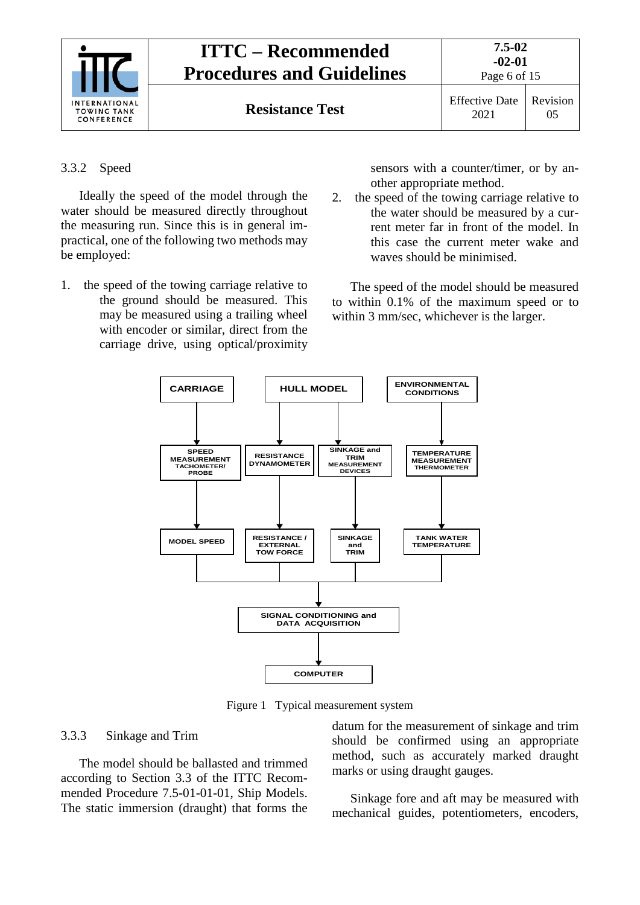### 3.3.2 Speed

Ideally the speed of the model through the water should be measured directly throughout the measuring run. Since this is in general impractical, one of the following two methods may be employed:

1. the speed of the towing carriage relative to the ground should be measured. This may be measured using a trailing wheel with encoder or similar, direct from the carriage drive, using optical/proximity sensors with a counter/timer, or by another appropriate method.
2. the speed of the towing carriage relative to the water should be measured by a current meter far in front of the model. In this case the current meter wake and waves should be minimised.

The speed of the model should be measured to within 0.1% of the maximum speed or to within 3 mm/sec, whichever is the larger.

CARRIAGE → SPEED MEASUREMENT TACHOMETER/ PROBE → MODEL SPEED

HULL MODEL → RESISTANCE DYNAMOMETER → RESISTANCE / EXTERNAL TOW FORCE

HULL MODEL → SINKAGE and TRIM MEASUREMENT DEVICES → SINKAGE and TRIM

ENVIRONMENTAL CONDITIONS → TEMPERATURE MEASUREMENT THERMOMETER → TANK WATER TEMPERATURE

→ SIGNAL CONDITIONING and DATA ACQUISITION → COMPUTER

Figure 1 Typical measurement system

### 3.3.3 Sinkage and Trim

The model should be ballasted and trimmed according to Section 3.3 of the ITTC Recommended Procedure 7.5-01-01-01, Ship Models. The static immersion (draught) that forms the datum for the measurement of sinkage and trim should be confirmed using an appropriate method, such as accurately marked draught marks or using draught gauges.

Sinkage fore and aft may be measured with mechanical guides, potentiometers, encoders,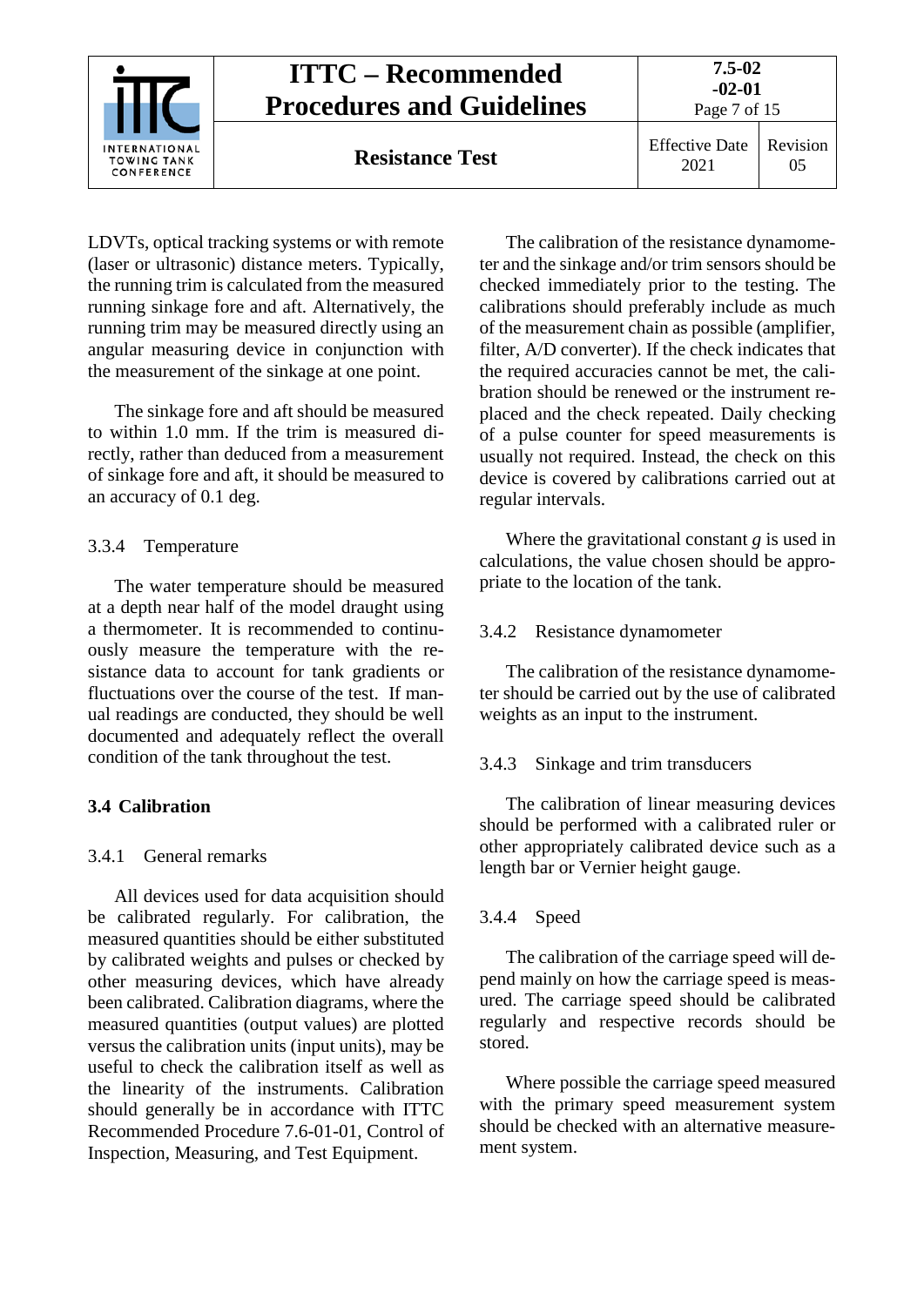LDVTs, optical tracking systems or with remote (laser or ultrasonic) distance meters. Typically, the running trim is calculated from the measured running sinkage fore and aft. Alternatively, the running trim may be measured directly using an angular measuring device in conjunction with the measurement of the sinkage at one point.

The sinkage fore and aft should be measured to within 1.0 mm. If the trim is measured directly, rather than deduced from a measurement of sinkage fore and aft, it should be measured to an accuracy of 0.1 deg.

#### 3.3.4 Temperature

The water temperature should be measured at a depth near half of the model draught using a thermometer. It is recommended to continuously measure the temperature with the resistance data to account for tank gradients or fluctuations over the course of the test. If manual readings are conducted, they should be well documented and adequately reflect the overall condition of the tank throughout the test.

### 3.4 Calibration

#### 3.4.1 General remarks

All devices used for data acquisition should be calibrated regularly. For calibration, the measured quantities should be either substituted by calibrated weights and pulses or checked by other measuring devices, which have already been calibrated. Calibration diagrams, where the measured quantities (output values) are plotted versus the calibration units (input units), may be useful to check the calibration itself as well as the linearity of the instruments. Calibration should generally be in accordance with ITTC Recommended Procedure 7.6-01-01, Control of Inspection, Measuring, and Test Equipment.

The calibration of the resistance dynamometer and the sinkage and/or trim sensors should be checked immediately prior to the testing. The calibrations should preferably include as much of the measurement chain as possible (amplifier, filter, A/D converter). If the check indicates that the required accuracies cannot be met, the calibration should be renewed or the instrument replaced and the check repeated. Daily checking of a pulse counter for speed measurements is usually not required. Instead, the check on this device is covered by calibrations carried out at regular intervals.

Where the gravitational constant $g$ is used in calculations, the value chosen should be appropriate to the location of the tank.

#### 3.4.2 Resistance dynamometer

The calibration of the resistance dynamometer should be carried out by the use of calibrated weights as an input to the instrument.

#### 3.4.3 Sinkage and trim transducers

The calibration of linear measuring devices should be performed with a calibrated ruler or other appropriately calibrated device such as a length bar or Vernier height gauge.

#### 3.4.4 Speed

The calibration of the carriage speed will depend mainly on how the carriage speed is measured. The carriage speed should be calibrated regularly and respective records should be stored.

Where possible the carriage speed measured with the primary speed measurement system should be checked with an alternative measurement system.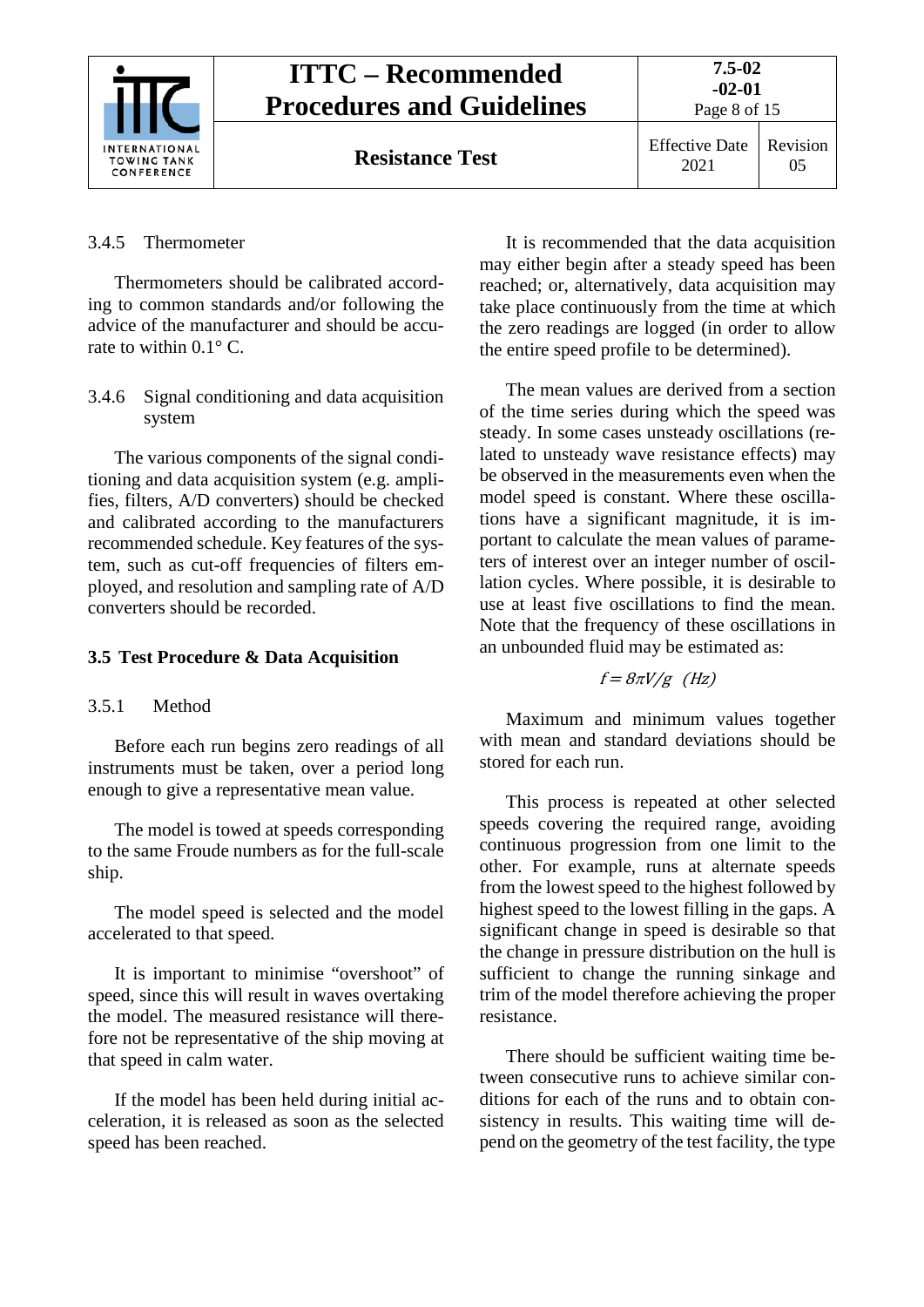#### 3.4.5 Thermometer

Thermometers should be calibrated according to common standards and/or following the advice of the manufacturer and should be accurate to within 0.1° C.

#### 3.4.6 Signal conditioning and data acquisition system

The various components of the signal conditioning and data acquisition system (e.g. amplifies, filters, A/D converters) should be checked and calibrated according to the manufacturers recommended schedule. Key features of the system, such as cut-off frequencies of filters employed, and resolution and sampling rate of A/D converters should be recorded.

### 3.5 Test Procedure & Data Acquisition

#### 3.5.1 Method

Before each run begins zero readings of all instruments must be taken, over a period long enough to give a representative mean value.

The model is towed at speeds corresponding to the same Froude numbers as for the full-scale ship.

The model speed is selected and the model accelerated to that speed.

It is important to minimise "overshoot" of speed, since this will result in waves overtaking the model. The measured resistance will therefore not be representative of the ship moving at that speed in calm water.

If the model has been held during initial acceleration, it is released as soon as the selected speed has been reached.

It is recommended that the data acquisition may either begin after a steady speed has been reached; or, alternatively, data acquisition may take place continuously from the time at which the zero readings are logged (in order to allow the entire speed profile to be determined).

The mean values are derived from a section of the time series during which the speed was steady. In some cases unsteady oscillations (related to unsteady wave resistance effects) may be observed in the measurements even when the model speed is constant. Where these oscillations have a significant magnitude, it is important to calculate the mean values of parameters of interest over an integer number of oscillation cycles. Where possible, it is desirable to use at least five oscillations to find the mean. Note that the frequency of these oscillations in an unbounded fluid may be estimated as:

$$f = 8\pi V/g \quad (Hz)$$

Maximum and minimum values together with mean and standard deviations should be stored for each run.

This process is repeated at other selected speeds covering the required range, avoiding continuous progression from one limit to the other. For example, runs at alternate speeds from the lowest speed to the highest followed by highest speed to the lowest filling in the gaps. A significant change in speed is desirable so that the change in pressure distribution on the hull is sufficient to change the running sinkage and trim of the model therefore achieving the proper resistance.

There should be sufficient waiting time between consecutive runs to achieve similar conditions for each of the runs and to obtain consistency in results. This waiting time will depend on the geometry of the test facility, the type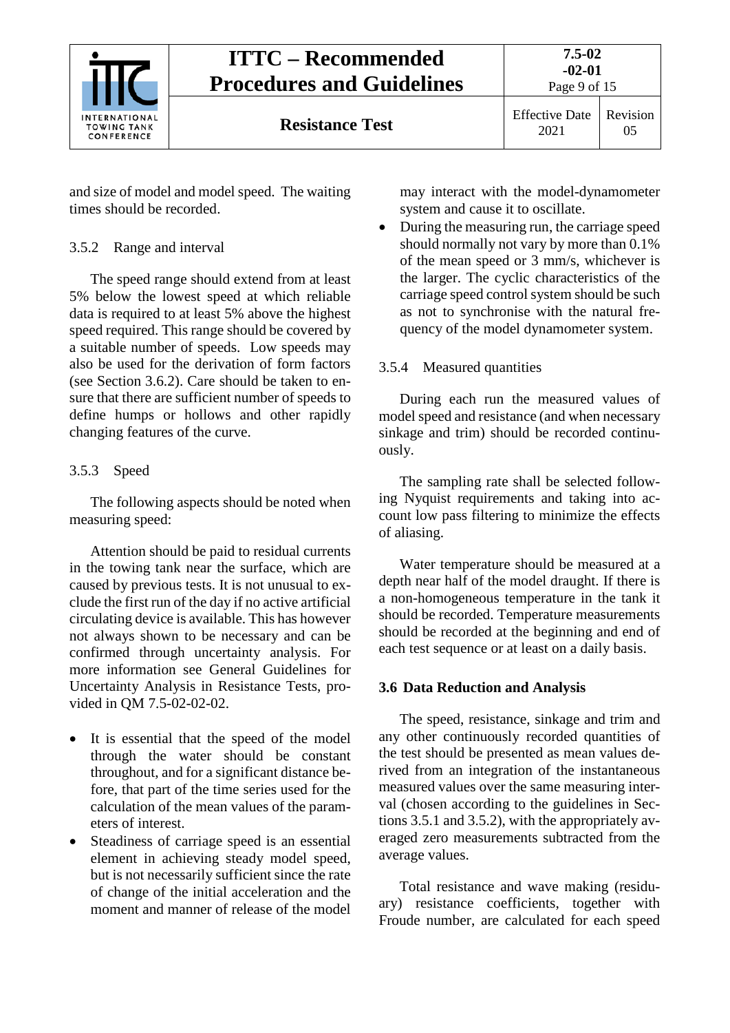and size of model and model speed. The waiting times should be recorded.

### 3.5.2 Range and interval

The speed range should extend from at least 5% below the lowest speed at which reliable data is required to at least 5% above the highest speed required. This range should be covered by a suitable number of speeds. Low speeds may also be used for the derivation of form factors (see Section 3.6.2). Care should be taken to ensure that there are sufficient number of speeds to define humps or hollows and other rapidly changing features of the curve.

### 3.5.3 Speed

The following aspects should be noted when measuring speed:

Attention should be paid to residual currents in the towing tank near the surface, which are caused by previous tests. It is not unusual to exclude the first run of the day if no active artificial circulating device is available. This has however not always shown to be necessary and can be confirmed through uncertainty analysis. For more information see General Guidelines for Uncertainty Analysis in Resistance Tests, provided in QM 7.5-02-02-02.

- It is essential that the speed of the model through the water should be constant throughout, and for a significant distance before, that part of the time series used for the calculation of the mean values of the parameters of interest.
- Steadiness of carriage speed is an essential element in achieving steady model speed, but is not necessarily sufficient since the rate of change of the initial acceleration and the moment and manner of release of the model may interact with the model-dynamometer system and cause it to oscillate.
- During the measuring run, the carriage speed should normally not vary by more than 0.1% of the mean speed or 3 mm/s, whichever is the larger. The cyclic characteristics of the carriage speed control system should be such as not to synchronise with the natural frequency of the model dynamometer system.

### 3.5.4 Measured quantities

During each run the measured values of model speed and resistance (and when necessary sinkage and trim) should be recorded continuously.

The sampling rate shall be selected following Nyquist requirements and taking into account low pass filtering to minimize the effects of aliasing.

Water temperature should be measured at a depth near half of the model draught. If there is a non-homogeneous temperature in the tank it should be recorded. Temperature measurements should be recorded at the beginning and end of each test sequence or at least on a daily basis.

## 3.6 Data Reduction and Analysis

The speed, resistance, sinkage and trim and any other continuously recorded quantities of the test should be presented as mean values derived from an integration of the instantaneous measured values over the same measuring interval (chosen according to the guidelines in Sections 3.5.1 and 3.5.2), with the appropriately averaged zero measurements subtracted from the average values.

Total resistance and wave making (residuary) resistance coefficients, together with Froude number, are calculated for each speed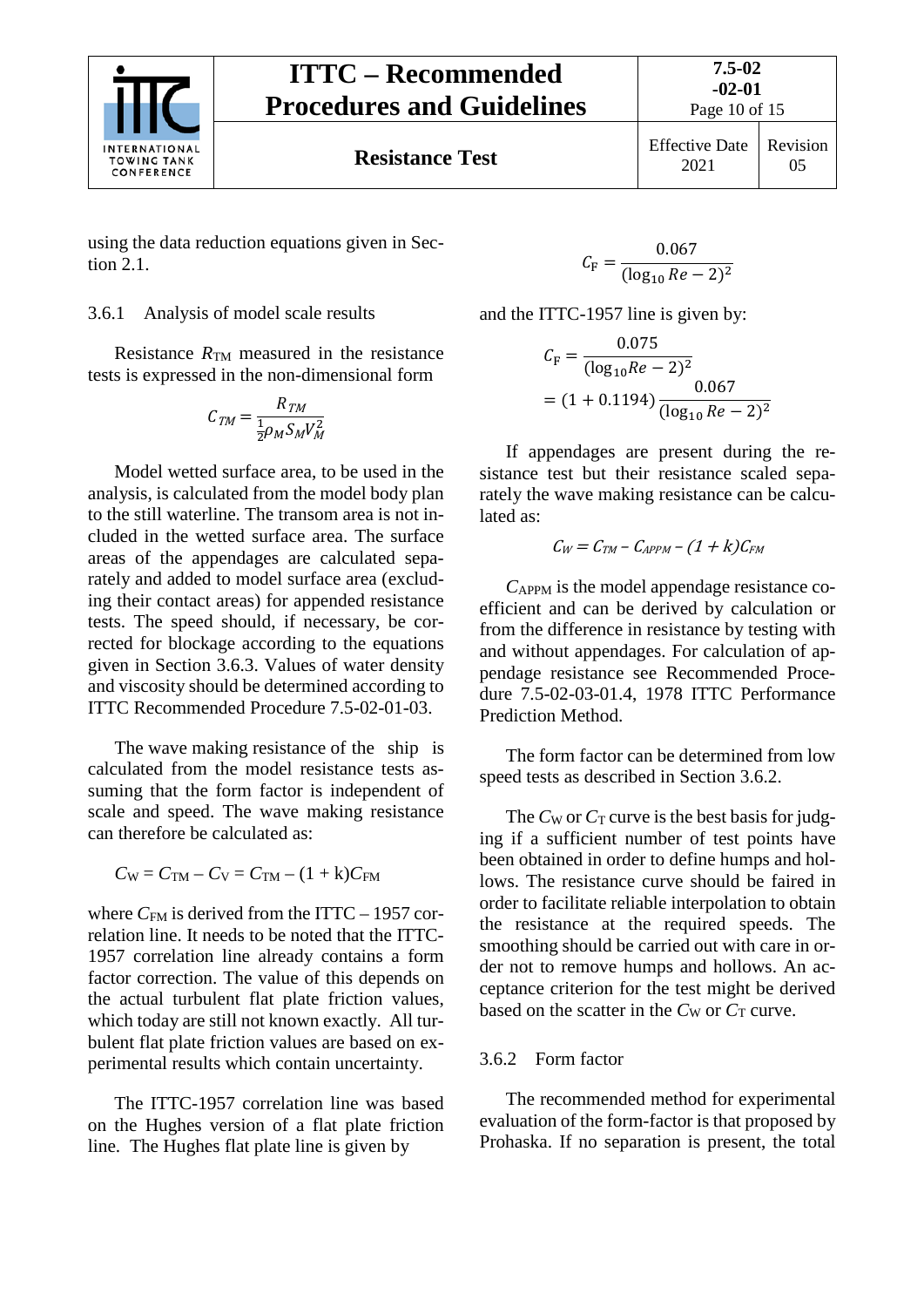using the data reduction equations given in Section 2.1.

### 3.6.1 Analysis of model scale results

Resistance $R_{TM}$ measured in the resistance tests is expressed in the non-dimensional form

$$C_{TM} = \frac{R_{TM}}{\frac{1}{2}\rho_M S_M V_M^2}$$

Model wetted surface area, to be used in the analysis, is calculated from the model body plan to the still waterline. The transom area is not included in the wetted surface area. The surface areas of the appendages are calculated separately and added to model surface area (excluding their contact areas) for appended resistance tests. The speed should, if necessary, be corrected for blockage according to the equations given in Section 3.6.3. Values of water density and viscosity should be determined according to ITTC Recommended Procedure 7.5-02-01-03.

The wave making resistance of the ship is calculated from the model resistance tests assuming that the form factor is independent of scale and speed. The wave making resistance can therefore be calculated as:

$$C_W = C_{TM} - C_V = C_{TM} - (1 + k)C_{FM}$$

where $C_{FM}$ is derived from the ITTC – 1957 correlation line. It needs to be noted that the ITTC-1957 correlation line already contains a form factor correction. The value of this depends on the actual turbulent flat plate friction values, which today are still not known exactly. All turbulent flat plate friction values are based on experimental results which contain uncertainty.

The ITTC-1957 correlation line was based on the Hughes version of a flat plate friction line. The Hughes flat plate line is given by

$$C_F = \frac{0.067}{(\log_{10} Re - 2)^2}$$

and the ITTC-1957 line is given by:

$$C_F = \frac{0.075}{(\log_{10} Re - 2)^2} = (1 + 0.1194)\frac{0.067}{(\log_{10} Re - 2)^2}$$

If appendages are present during the resistance test but their resistance scaled separately the wave making resistance can be calculated as:

$$C_W = C_{TM} - C_{APPM} - (1 + k)C_{FM}$$

$C_{APPM}$ is the model appendage resistance coefficient and can be derived by calculation or from the difference in resistance by testing with and without appendages. For calculation of appendage resistance see Recommended Procedure 7.5-02-03-01.4, 1978 ITTC Performance Prediction Method.

The form factor can be determined from low speed tests as described in Section 3.6.2.

The $C_W$ or $C_T$ curve is the best basis for judging if a sufficient number of test points have been obtained in order to define humps and hollows. The resistance curve should be faired in order to facilitate reliable interpolation to obtain the resistance at the required speeds. The smoothing should be carried out with care in order not to remove humps and hollows. An acceptance criterion for the test might be derived based on the scatter in the $C_W$ or $C_T$ curve.

### 3.6.2 Form factor

The recommended method for experimental evaluation of the form-factor is that proposed by Prohaska. If no separation is present, the total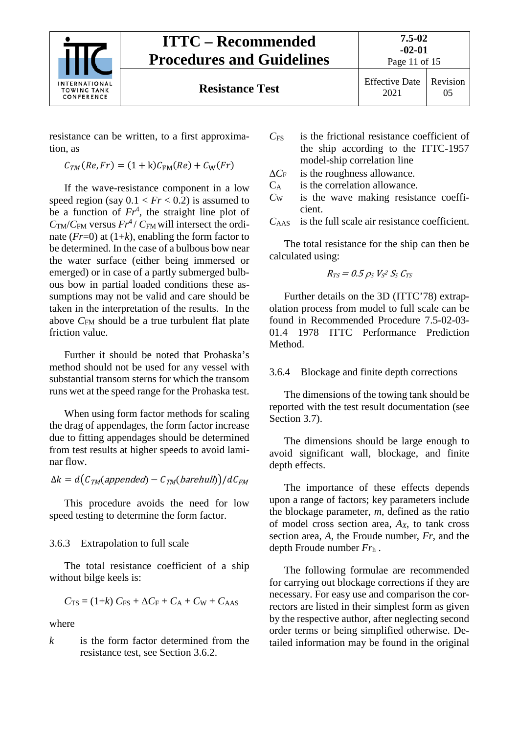resistance can be written, to a first approximation, as

$$C_{TM}(Re, Fr) = (1 + \mathrm{k})C_{\mathrm{FM}}(Re) + C_{\mathrm{W}}(Fr)$$

If the wave-resistance component in a low speed region (say $0.1 < Fr < 0.2$) is assumed to be a function of $Fr^4$, the straight line plot of $C_{TM}/C_{FM}$ versus $Fr^4 / C_{FM}$ will intersect the ordinate ($Fr$=0) at (1+$k$), enabling the form factor to be determined. In the case of a bulbous bow near the water surface (either being immersed or emerged) or in case of a partly submerged bulbous bow in partial loaded conditions these assumptions may not be valid and care should be taken in the interpretation of the results. In the above $C_{FM}$ should be a true turbulent flat plate friction value.

Further it should be noted that Prohaska's method should not be used for any vessel with substantial transom sterns for which the transom runs wet at the speed range for the Prohaska test.

When using form factor methods for scaling the drag of appendages, the form factor increase due to fitting appendages should be determined from test results at higher speeds to avoid laminar flow.

$$\Delta k = d\big(C_{TM}(appended) - C_{TM}(barehull)\big)/dC_{FM}$$

This procedure avoids the need for low speed testing to determine the form factor.

### 3.6.3 Extrapolation to full scale

The total resistance coefficient of a ship without bilge keels is:

$$C_{TS} = (1+k)\, C_{FS} + \Delta C_F + C_A + C_W + C_{AAS}$$

where

- $k$ is the form factor determined from the resistance test, see Section 3.6.2.
- $C_{FS}$ is the frictional resistance coefficient of the ship according to the ITTC-1957 model-ship correlation line
- $\Delta C_F$ is the roughness allowance.
- $C_A$ is the correlation allowance.
- $C_W$ is the wave making resistance coefficient.
- $C_{AAS}$ is the full scale air resistance coefficient.

The total resistance for the ship can then be calculated using:

$$R_{TS} = 0.5\, \rho_S\, V_S^2\, S_S\, C_{TS}$$

Further details on the 3D (ITTC'78) extrapolation process from model to full scale can be found in Recommended Procedure 7.5-02-03-01.4 1978 ITTC Performance Prediction Method.

### 3.6.4 Blockage and finite depth corrections

The dimensions of the towing tank should be reported with the test result documentation (see Section 3.7).

The dimensions should be large enough to avoid significant wall, blockage, and finite depth effects.

The importance of these effects depends upon a range of factors; key parameters include the blockage parameter, $m$, defined as the ratio of model cross section area, $A_X$, to tank cross section area, $A$, the Froude number, $Fr$, and the depth Froude number $Fr_h$ .

The following formulae are recommended for carrying out blockage corrections if they are necessary. For easy use and comparison the correctors are listed in their simplest form as given by the respective author, after neglecting second order terms or being simplified otherwise. Detailed information may be found in the original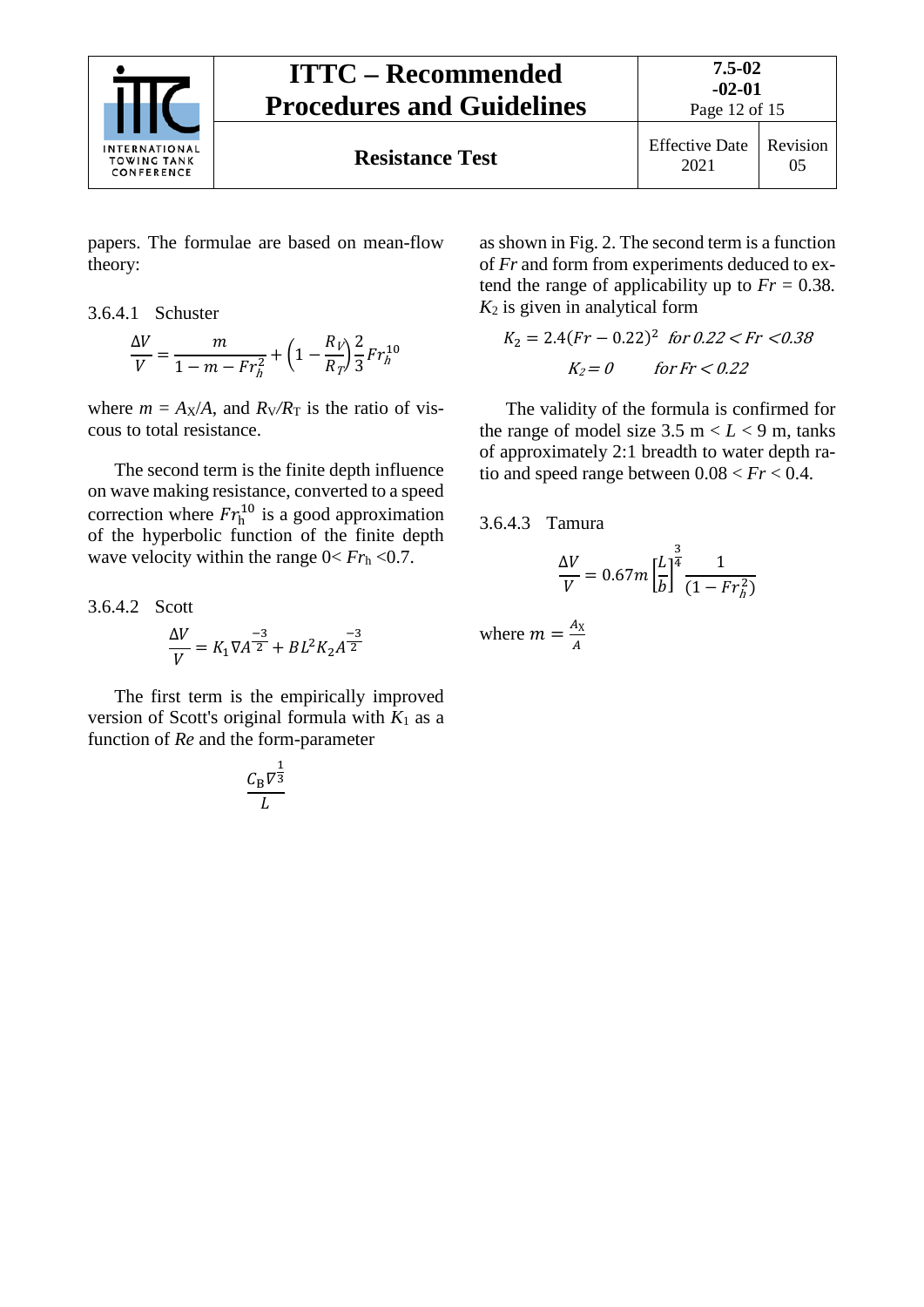papers. The formulae are based on mean-flow theory:

#### 3.6.4.1 Schuster

$$\frac{\Delta V}{V} = \frac{m}{1 - m - Fr_h^2} + \left(1 - \frac{R_V}{R_T}\right)\frac{2}{3}Fr_h^{10}$$

where $m = A_X/A$, and $R_V/R_T$ is the ratio of viscous to total resistance.

The second term is the finite depth influence on wave making resistance, converted to a speed correction where $Fr_h^{10}$ is a good approximation of the hyperbolic function of the finite depth wave velocity within the range $0 < Fr_h < 0.7$.

#### 3.6.4.2 Scott

$$\frac{\Delta V}{V} = K_1 \nabla A^{\frac{-3}{2}} + BL^2 K_2 A^{\frac{-3}{2}}$$

The first term is the empirically improved version of Scott's original formula with $K_1$ as a function of *Re* and the form-parameter

$$\frac{C_B \nabla^{\frac{1}{3}}}{L}$$

as shown in Fig. 2. The second term is a function of *Fr* and form from experiments deduced to extend the range of applicability up to $Fr = 0.38$. $K_2$ is given in analytical form

$$K_2 = 2.4(Fr - 0.22)^2 \quad \text{for } 0.22 < Fr < 0.38$$

$$K_2 = 0 \quad \text{for } Fr < 0.22$$

The validity of the formula is confirmed for the range of model size 3.5 m < $L$ < 9 m, tanks of approximately 2:1 breadth to water depth ratio and speed range between $0.08 < Fr < 0.4$.

#### 3.6.4.3 Tamura

$$\frac{\Delta V}{V} = 0.67m\left[\frac{L}{b}\right]^{\frac{3}{4}} \frac{1}{(1 - Fr_h^2)}$$

where $m = \frac{A_X}{A}$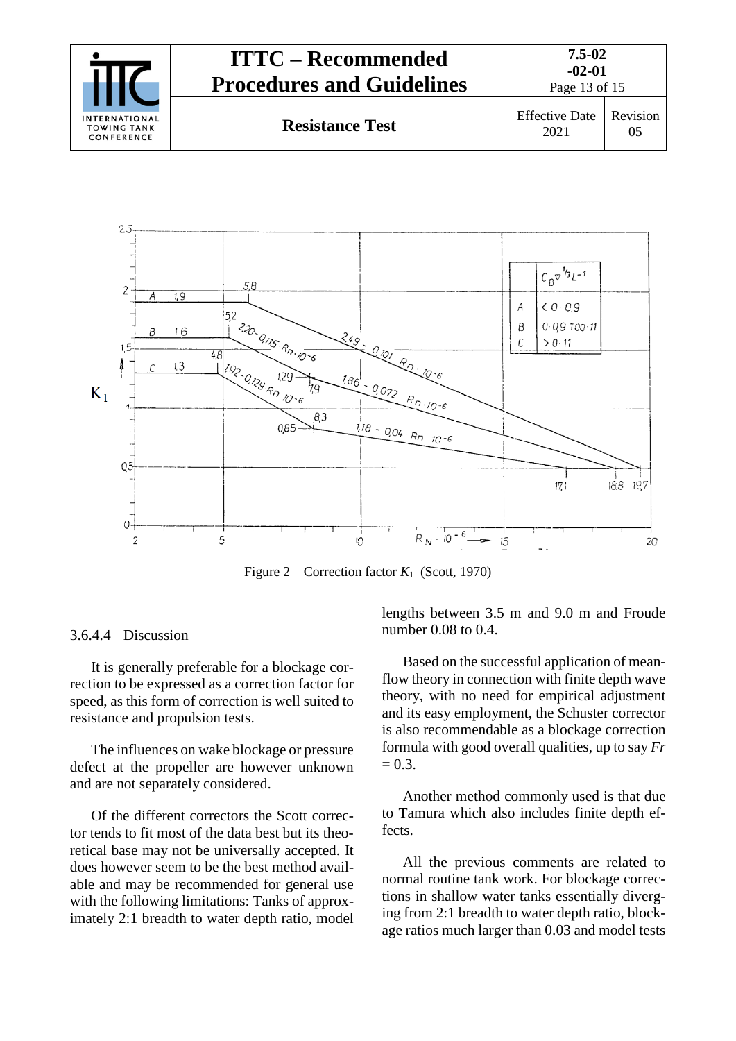Figure 2 Correction factor $K_1$ (Scott, 1970)

3.6.4.4 Discussion

It is generally preferable for a blockage correction to be expressed as a correction factor for speed, as this form of correction is well suited to resistance and propulsion tests.

The influences on wake blockage or pressure defect at the propeller are however unknown and are not separately considered.

Of the different correctors the Scott corrector tends to fit most of the data best but its theoretical base may not be universally accepted. It does however seem to be the best method available and may be recommended for general use with the following limitations: Tanks of approximately 2:1 breadth to water depth ratio, model lengths between 3.5 m and 9.0 m and Froude number 0.08 to 0.4.

Based on the successful application of mean-flow theory in connection with finite depth wave theory, with no need for empirical adjustment and its easy employment, the Schuster corrector is also recommendable as a blockage correction formula with good overall qualities, up to say $Fr = 0.3$.

Another method commonly used is that due to Tamura which also includes finite depth effects.

All the previous comments are related to normal routine tank work. For blockage corrections in shallow water tanks essentially diverging from 2:1 breadth to water depth ratio, blockage ratios much larger than 0.03 and model tests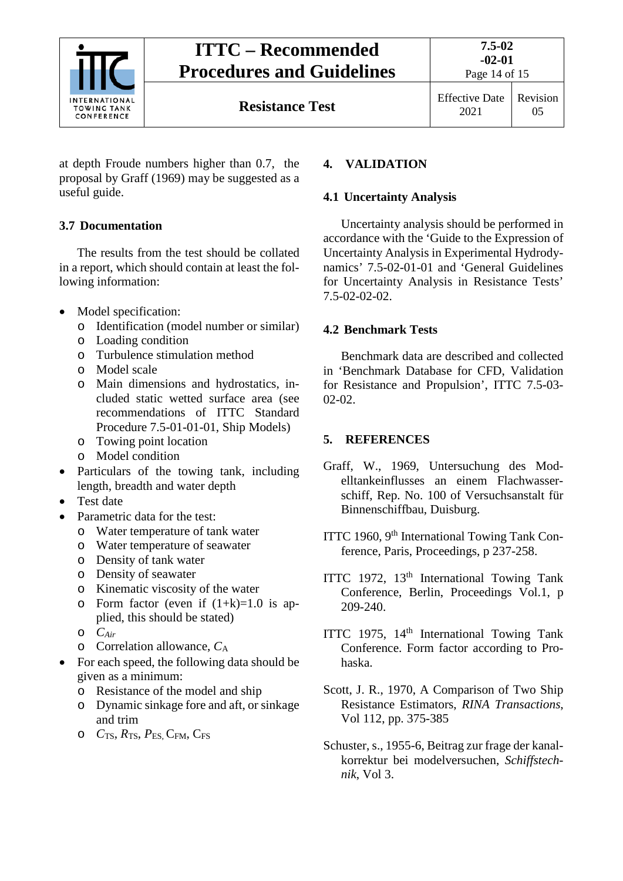at depth Froude numbers higher than 0.7, the proposal by Graff (1969) may be suggested as a useful guide.

### 3.7 Documentation

The results from the test should be collated in a report, which should contain at least the following information:

- Model specification:
  - Identification (model number or similar)
  - Loading condition
  - Turbulence stimulation method
  - Model scale
  - Main dimensions and hydrostatics, included static wetted surface area (see recommendations of ITTC Standard Procedure 7.5-01-01-01, Ship Models)
  - Towing point location
  - Model condition
- Particulars of the towing tank, including length, breadth and water depth
- Test date
- Parametric data for the test:
  - Water temperature of tank water
  - Water temperature of seawater
  - Density of tank water
  - Density of seawater
  - Kinematic viscosity of the water
  - Form factor (even if $(1+k)=1.0$ is applied, this should be stated)
  - $C_{Air}$
  - Correlation allowance, $C_A$
- For each speed, the following data should be given as a minimum:
  - Resistance of the model and ship
  - Dynamic sinkage fore and aft, or sinkage and trim
  - $C_{TS}$, $R_{TS}$, $P_{ES}$, $C_{FM}$, $C_{FS}$

## 4. VALIDATION

### 4.1 Uncertainty Analysis

Uncertainty analysis should be performed in accordance with the 'Guide to the Expression of Uncertainty Analysis in Experimental Hydrodynamics' 7.5-02-01-01 and 'General Guidelines for Uncertainty Analysis in Resistance Tests' 7.5-02-02-02.

### 4.2 Benchmark Tests

Benchmark data are described and collected in 'Benchmark Database for CFD, Validation for Resistance and Propulsion', ITTC 7.5-03-02-02.

## 5. REFERENCES

Graff, W., 1969, Untersuchung des Modelltankeinflusses an einem Flachwasserschiff, Rep. No. 100 of Versuchsanstalt für Binnenschiffbau, Duisburg.

ITTC 1960, 9th International Towing Tank Conference, Paris, Proceedings, p 237-258.

ITTC 1972, 13th International Towing Tank Conference, Berlin, Proceedings Vol.1, p 209-240.

ITTC 1975, 14th International Towing Tank Conference. Form factor according to Prohaska.

Scott, J. R., 1970, A Comparison of Two Ship Resistance Estimators, *RINA Transactions*, Vol 112, pp. 375-385

Schuster, s., 1955-6, Beitrag zur frage der kanalkorrektur bei modelversuchen, *Schiffstechnik*, Vol 3.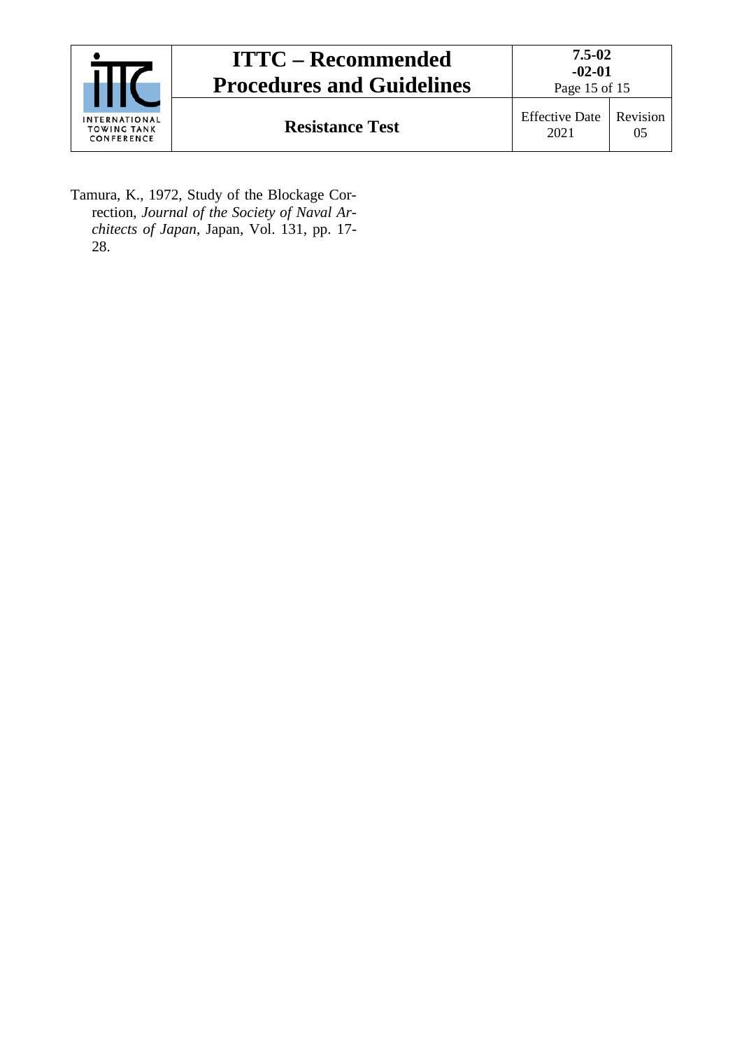Tamura, K., 1972, Study of the Blockage Correction, *Journal of the Society of Naval Architects of Japan*, Japan, Vol. 131, pp. 17-28.